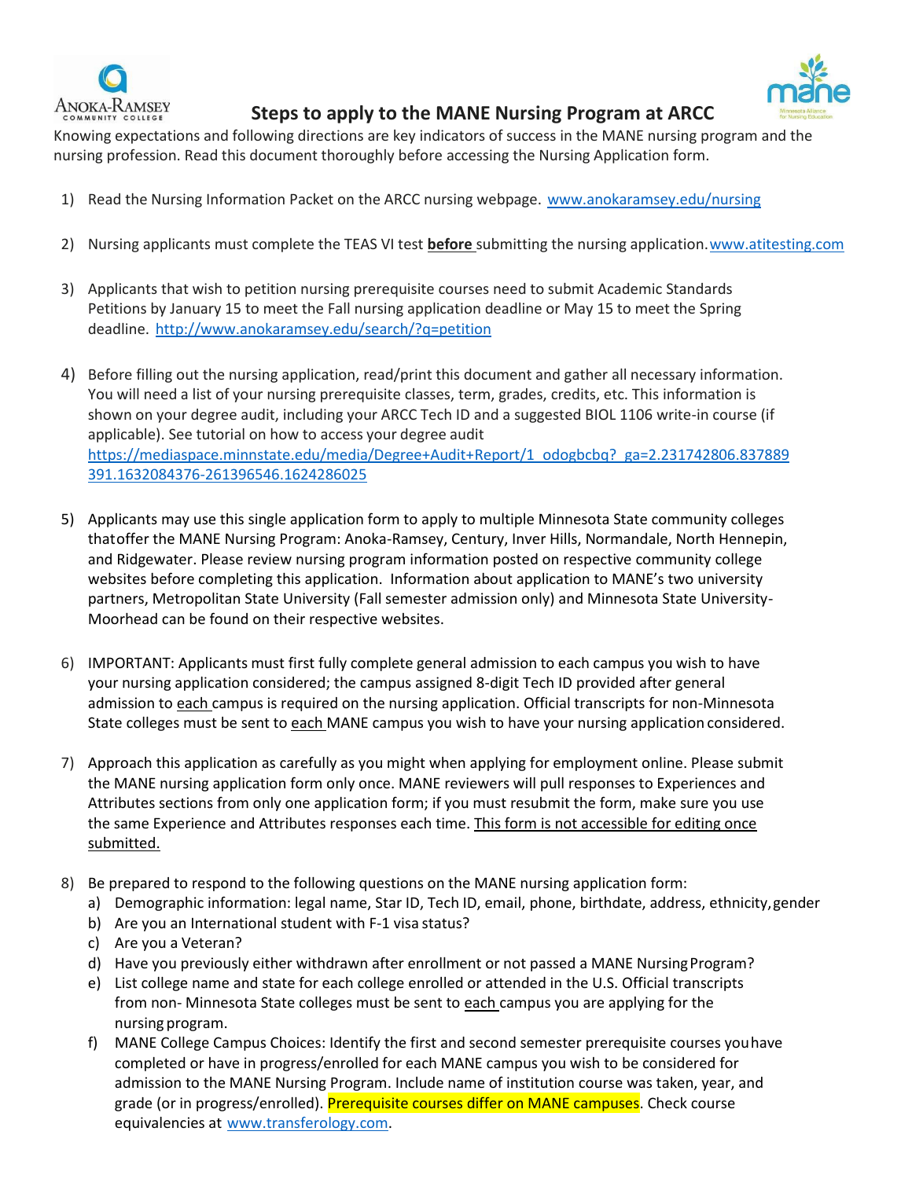# Steps to apply to the MANE Nursing Program at ARCC

Knowing expectations and following directions are key indicators of success in the MANE nursing program and the nursing profession. Read this document thoroughly before accessing the Nursing Application form.

1) Read the Nursing Information Packet on the ARCC nursing webpage. www.anokaramsey.edu/nursing

2) Nursing applicants must complete the TEAS VI test **before** submitting the nursing application. www.atitesting.com

3) Applicants that wish to petition nursing prerequisite courses need to submit Academic Standards Petitions by January 15 to meet the Fall nursing application deadline or May 15 to meet the Spring deadline. http://www.anokaramsey.edu/search/?q=petition

4) Before filling out the nursing application, read/print this document and gather all necessary information. You will need a list of your nursing prerequisite classes, term, grades, credits, etc. This information is shown on your degree audit, including your ARCC Tech ID and a suggested BIOL 1106 write-in course (if applicable). See tutorial on how to access your degree audit https://mediaspace.minnstate.edu/media/Degree+Audit+Report/1_odogbcbq?_ga=2.231742806.837889391.1632084376-261396546.1624286025

5) Applicants may use this single application form to apply to multiple Minnesota State community colleges that offer the MANE Nursing Program: Anoka-Ramsey, Century, Inver Hills, Normandale, North Hennepin, and Ridgewater. Please review nursing program information posted on respective community college websites before completing this application. Information about application to MANE's two university partners, Metropolitan State University (Fall semester admission only) and Minnesota State University-Moorhead can be found on their respective websites.

6) IMPORTANT: Applicants must first fully complete general admission to each campus you wish to have your nursing application considered; the campus assigned 8-digit Tech ID provided after general admission to each campus is required on the nursing application. Official transcripts for non-Minnesota State colleges must be sent to each MANE campus you wish to have your nursing application considered.

7) Approach this application as carefully as you might when applying for employment online. Please submit the MANE nursing application form only once. MANE reviewers will pull responses to Experiences and Attributes sections from only one application form; if you must resubmit the form, make sure you use the same Experience and Attributes responses each time. This form is not accessible for editing once submitted.

8) Be prepared to respond to the following questions on the MANE nursing application form:
   a) Demographic information: legal name, Star ID, Tech ID, email, phone, birthdate, address, ethnicity, gender
   b) Are you an International student with F-1 visa status?
   c) Are you a Veteran?
   d) Have you previously either withdrawn after enrollment or not passed a MANE Nursing Program?
   e) List college name and state for each college enrolled or attended in the U.S. Official transcripts from non- Minnesota State colleges must be sent to each campus you are applying for the nursing program.
   f) MANE College Campus Choices: Identify the first and second semester prerequisite courses you have completed or have in progress/enrolled for each MANE campus you wish to be considered for admission to the MANE Nursing Program. Include name of institution course was taken, year, and grade (or in progress/enrolled). Prerequisite courses differ on MANE campuses. Check course equivalencies at www.transferology.com.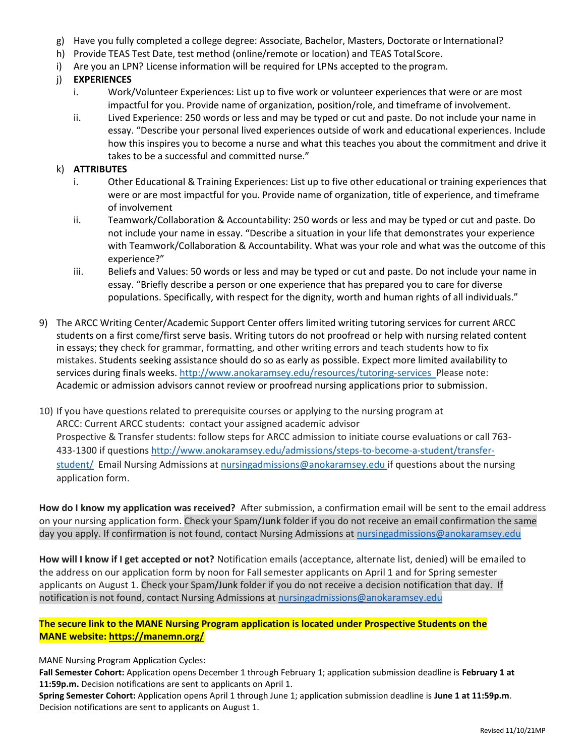g) Have you fully completed a college degree: Associate, Bachelor, Masters, Doctorate or International?
h) Provide TEAS Test Date, test method (online/remote or location) and TEAS Total Score.
i) Are you an LPN? License information will be required for LPNs accepted to the program.
j) **EXPERIENCES**
   i. Work/Volunteer Experiences: List up to five work or volunteer experiences that were or are most impactful for you. Provide name of organization, position/role, and timeframe of involvement.
   ii. Lived Experience: 250 words or less and may be typed or cut and paste. Do not include your name in essay. "Describe your personal lived experiences outside of work and educational experiences. Include how this inspires you to become a nurse and what this teaches you about the commitment and drive it takes to be a successful and committed nurse."
k) **ATTRIBUTES**
   i. Other Educational & Training Experiences: List up to five other educational or training experiences that were or are most impactful for you. Provide name of organization, title of experience, and timeframe of involvement
   ii. Teamwork/Collaboration & Accountability: 250 words or less and may be typed or cut and paste. Do not include your name in essay. "Describe a situation in your life that demonstrates your experience with Teamwork/Collaboration & Accountability. What was your role and what was the outcome of this experience?"
   iii. Beliefs and Values: 50 words or less and may be typed or cut and paste. Do not include your name in essay. "Briefly describe a person or one experience that has prepared you to care for diverse populations. Specifically, with respect for the dignity, worth and human rights of all individuals."

9) The ARCC Writing Center/Academic Support Center offers limited writing tutoring services for current ARCC students on a first come/first serve basis. Writing tutors do not proofread or help with nursing related content in essays; they check for grammar, formatting, and other writing errors and teach students how to fix mistakes. Students seeking assistance should do so as early as possible. Expect more limited availability to services during finals weeks. http://www.anokaramsey.edu/resources/tutoring-services Please note: Academic or admission advisors cannot review or proofread nursing applications prior to submission.

10) If you have questions related to prerequisite courses or applying to the nursing program at ARCC: Current ARCC students: contact your assigned academic advisor
Prospective & Transfer students: follow steps for ARCC admission to initiate course evaluations or call 763-433-1300 if questions http://www.anokaramsey.edu/admissions/steps-to-become-a-student/transfer-student/ Email Nursing Admissions at nursingadmissions@anokaramsey.edu if questions about the nursing application form.

**How do I know my application was received?** After submission, a confirmation email will be sent to the email address on your nursing application form. Check your Spam/Junk folder if you do not receive an email confirmation the same day you apply. If confirmation is not found, contact Nursing Admissions at nursingadmissions@anokaramsey.edu

**How will I know if I get accepted or not?** Notification emails (acceptance, alternate list, denied) will be emailed to the address on our application form by noon for Fall semester applicants on April 1 and for Spring semester applicants on August 1. Check your Spam/Junk folder if you do not receive a decision notification that day. If notification is not found, contact Nursing Admissions at nursingadmissions@anokaramsey.edu

**The secure link to the MANE Nursing Program application is located under Prospective Students on the MANE website: https://manemn.org/**

MANE Nursing Program Application Cycles:
**Fall Semester Cohort:** Application opens December 1 through February 1; application submission deadline is **February 1 at 11:59p.m.** Decision notifications are sent to applicants on April 1.
**Spring Semester Cohort:** Application opens April 1 through June 1; application submission deadline is **June 1 at 11:59p.m**. Decision notifications are sent to applicants on August 1.

Revised 11/10/21MP